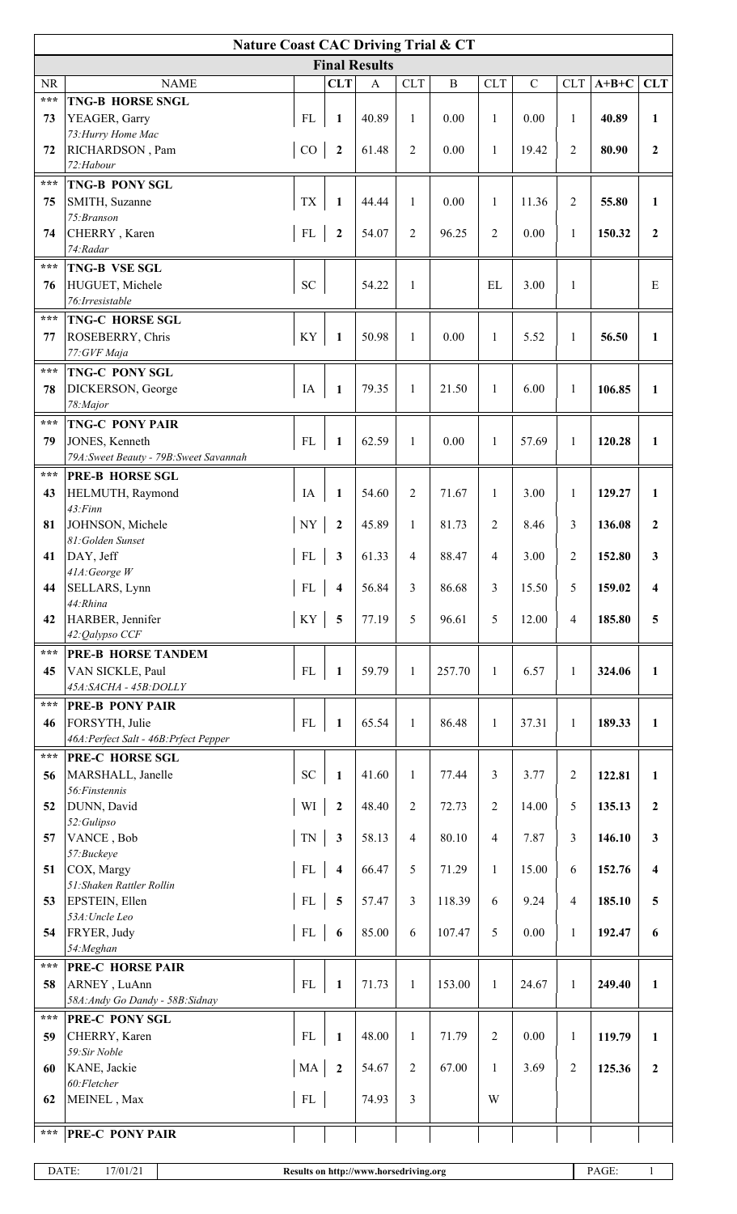# Nature Coast CAC Driving Trial & CT

## Final Results

| NR | NAME | | CLT | A | CLT | B | CLT | C | CLT | A+B+C | CLT |
|---|---|---|---|---|---|---|---|---|---|---|---|
| *** | **TNG-B HORSE SNGL** | | | | | | | | | | |
| 73 | YEAGER, Garry<br>*73:Hurry Home Mac* | FL | 1 | 40.89 | 1 | 0.00 | 1 | 0.00 | 1 | 40.89 | 1 |
| 72 | RICHARDSON , Pam<br>*72:Habour* | CO | 2 | 61.48 | 2 | 0.00 | 1 | 19.42 | 2 | 80.90 | 2 |
| *** | **TNG-B PONY SGL** | | | | | | | | | | |
| 75 | SMITH, Suzanne<br>*75:Branson* | TX | 1 | 44.44 | 1 | 0.00 | 1 | 11.36 | 2 | 55.80 | 1 |
| 74 | CHERRY , Karen<br>*74:Radar* | FL | 2 | 54.07 | 2 | 96.25 | 2 | 0.00 | 1 | 150.32 | 2 |
| *** | **TNG-B VSE SGL** | | | | | | | | | | |
| 76 | HUGUET, Michele<br>*76:Irresistable* | SC | | 54.22 | 1 | | EL | 3.00 | 1 | | E |
| *** | **TNG-C HORSE SGL** | | | | | | | | | | |
| 77 | ROSEBERRY, Chris<br>*77:GVF Maja* | KY | 1 | 50.98 | 1 | 0.00 | 1 | 5.52 | 1 | 56.50 | 1 |
| *** | **TNG-C PONY SGL** | | | | | | | | | | |
| 78 | DICKERSON, George<br>*78:Major* | IA | 1 | 79.35 | 1 | 21.50 | 1 | 6.00 | 1 | 106.85 | 1 |
| *** | **TNG-C PONY PAIR** | | | | | | | | | | |
| 79 | JONES, Kenneth<br>*79A:Sweet Beauty - 79B:Sweet Savannah* | FL | 1 | 62.59 | 1 | 0.00 | 1 | 57.69 | 1 | 120.28 | 1 |
| *** | **PRE-B HORSE SGL** | | | | | | | | | | |
| 43 | HELMUTH, Raymond<br>*43:Finn* | IA | 1 | 54.60 | 2 | 71.67 | 1 | 3.00 | 1 | 129.27 | 1 |
| 81 | JOHNSON, Michele<br>*81:Golden Sunset* | NY | 2 | 45.89 | 1 | 81.73 | 2 | 8.46 | 3 | 136.08 | 2 |
| 41 | DAY, Jeff<br>*41A:George W* | FL | 3 | 61.33 | 4 | 88.47 | 4 | 3.00 | 2 | 152.80 | 3 |
| 44 | SELLARS, Lynn<br>*44:Rhina* | FL | 4 | 56.84 | 3 | 86.68 | 3 | 15.50 | 5 | 159.02 | 4 |
| 42 | HARBER, Jennifer<br>*42:Qalypso CCF* | KY | 5 | 77.19 | 5 | 96.61 | 5 | 12.00 | 4 | 185.80 | 5 |
| *** | **PRE-B HORSE TANDEM** | | | | | | | | | | |
| 45 | VAN SICKLE, Paul<br>*45A:SACHA - 45B:DOLLY* | FL | 1 | 59.79 | 1 | 257.70 | 1 | 6.57 | 1 | 324.06 | 1 |
| *** | **PRE-B PONY PAIR** | | | | | | | | | | |
| 46 | FORSYTH, Julie<br>*46A:Perfect Salt - 46B:Prfect Pepper* | FL | 1 | 65.54 | 1 | 86.48 | 1 | 37.31 | 1 | 189.33 | 1 |
| *** | **PRE-C HORSE SGL** | | | | | | | | | | |
| 56 | MARSHALL, Janelle<br>*56:Finstennis* | SC | 1 | 41.60 | 1 | 77.44 | 3 | 3.77 | 2 | 122.81 | 1 |
| 52 | DUNN, David<br>*52:Gulipso* | WI | 2 | 48.40 | 2 | 72.73 | 2 | 14.00 | 5 | 135.13 | 2 |
| 57 | VANCE , Bob<br>*57:Buckeye* | TN | 3 | 58.13 | 4 | 80.10 | 4 | 7.87 | 3 | 146.10 | 3 |
| 51 | COX, Margy<br>*51:Shaken Rattler Rollin* | FL | 4 | 66.47 | 5 | 71.29 | 1 | 15.00 | 6 | 152.76 | 4 |
| 53 | EPSTEIN, Ellen<br>*53A:Uncle Leo* | FL | 5 | 57.47 | 3 | 118.39 | 6 | 9.24 | 4 | 185.10 | 5 |
| 54 | FRYER, Judy<br>*54:Meghan* | FL | 6 | 85.00 | 6 | 107.47 | 5 | 0.00 | 1 | 192.47 | 6 |
| *** | **PRE-C HORSE PAIR** | | | | | | | | | | |
| 58 | ARNEY , LuAnn<br>*58A:Andy Go Dandy - 58B:Sidnay* | FL | 1 | 71.73 | 1 | 153.00 | 1 | 24.67 | 1 | 249.40 | 1 |
| *** | **PRE-C PONY SGL** | | | | | | | | | | |
| 59 | CHERRY, Karen<br>*59:Sir Noble* | FL | 1 | 48.00 | 1 | 71.79 | 2 | 0.00 | 1 | 119.79 | 1 |
| 60 | KANE, Jackie<br>*60:Fletcher* | MA | 2 | 54.67 | 2 | 67.00 | 1 | 3.69 | 2 | 125.36 | 2 |
| 62 | MEINEL , Max | FL | | 74.93 | 3 | | W | | | | |
| *** | **PRE-C PONY PAIR** | | | | | | | | | | |

DATE: 17/01/21 — Results on http://www.horsedriving.org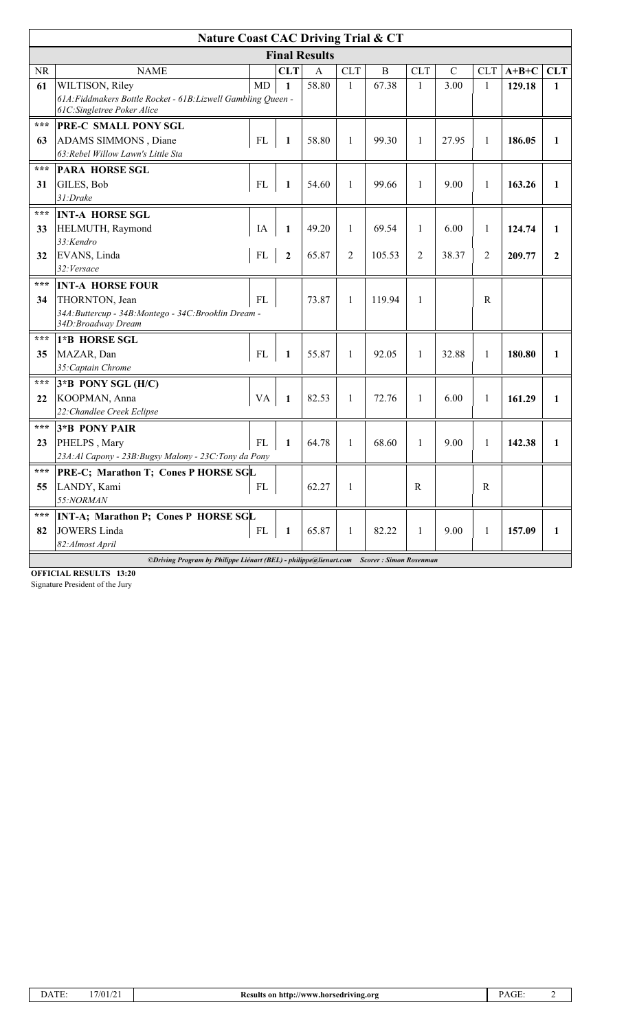# Nature Coast CAC Driving Trial & CT

## Final Results

| NR | NAME | | CLT | A | CLT | B | CLT | C | CLT | A+B+C | CLT |
|---|---|---|---|---|---|---|---|---|---|---|---|
| 61 | WILTISON, Riley | MD | **1** | 58.80 | 1 | 67.38 | 1 | 3.00 | 1 | **129.18** | **1** |
| | *61A:Fiddmakers Bottle Rocket - 61B:Lizwell Gambling Queen - 61C:Singletree Poker Alice* | | | | | | | | | | |
| *** | **PRE-C SMALL PONY SGL** | | | | | | | | | | |
| 63 | ADAMS SIMMONS , Diane | FL | **1** | 58.80 | 1 | 99.30 | 1 | 27.95 | 1 | **186.05** | **1** |
| | *63:Rebel Willow Lawn's Little Sta* | | | | | | | | | | |
| *** | **PARA HORSE SGL** | | | | | | | | | | |
| 31 | GILES, Bob | FL | **1** | 54.60 | 1 | 99.66 | 1 | 9.00 | 1 | **163.26** | **1** |
| | *31:Drake* | | | | | | | | | | |
| *** | **INT-A HORSE SGL** | | | | | | | | | | |
| 33 | HELMUTH, Raymond | IA | **1** | 49.20 | 1 | 69.54 | 1 | 6.00 | 1 | **124.74** | **1** |
| | *33:Kendro* | | | | | | | | | | |
| 32 | EVANS, Linda | FL | **2** | 65.87 | 2 | 105.53 | 2 | 38.37 | 2 | **209.77** | **2** |
| | *32:Versace* | | | | | | | | | | |
| *** | **INT-A HORSE FOUR** | | | | | | | | | | |
| 34 | THORNTON, Jean | FL | | 73.87 | 1 | 119.94 | 1 | | R | | |
| | *34A:Buttercup - 34B:Montego - 34C:Brooklin Dream - 34D:Broadway Dream* | | | | | | | | | | |
| *** | **1*B HORSE SGL** | | | | | | | | | | |
| 35 | MAZAR, Dan | FL | **1** | 55.87 | 1 | 92.05 | 1 | 32.88 | 1 | **180.80** | **1** |
| | *35:Captain Chrome* | | | | | | | | | | |
| *** | **3*B PONY SGL (H/C)** | | | | | | | | | | |
| 22 | KOOPMAN, Anna | VA | **1** | 82.53 | 1 | 72.76 | 1 | 6.00 | 1 | **161.29** | **1** |
| | *22:Chandlee Creek Eclipse* | | | | | | | | | | |
| *** | **3*B PONY PAIR** | | | | | | | | | | |
| 23 | PHELPS , Mary | FL | **1** | 64.78 | 1 | 68.60 | 1 | 9.00 | 1 | **142.38** | **1** |
| | *23A:Al Capony - 23B:Bugsy Malony - 23C:Tony da Pony* | | | | | | | | | | |
| *** | **PRE-C; Marathon T; Cones P HORSE SGL** | | | | | | | | | | |
| 55 | LANDY, Kami | FL | | 62.27 | 1 | | R | | R | | |
| | *55:NORMAN* | | | | | | | | | | |
| *** | **INT-A; Marathon P; Cones P HORSE SGL** | | | | | | | | | | |
| 82 | JOWERS Linda | FL | **1** | 65.87 | 1 | 82.22 | 1 | 9.00 | 1 | **157.09** | **1** |
| | *82:Almost April* | | | | | | | | | | |

*©Driving Program by Philippe Liénart (BEL) - philippe@lienart.com Scorer : Simon Rosenman*

**OFFICIAL RESULTS 13:20**

Signature President of the Jury

DATE: 17/01/21 | Results on http://www.horsedriving.org